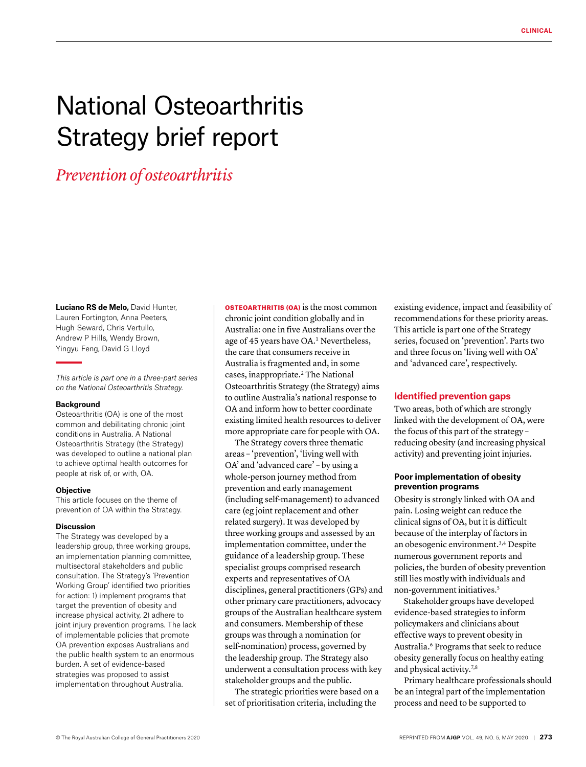# National Osteoarthritis Strategy brief report

## *Prevention of osteoarthritis*

**Luciano RS de Melo,** David Hunter, Lauren Fortington, Anna Peeters, Hugh Seward, Chris Vertullo, Andrew P Hills, Wendy Brown, Yingyu Feng, David G Lloyd

*This article is part one in a three-part series on the National Osteoarthritis Strategy.*

### Background

Osteoarthritis (OA) is one of the most common and debilitating chronic joint conditions in Australia. A National Osteoarthritis Strategy (the Strategy) was developed to outline a national plan to achieve optimal health outcomes for people at risk of, or with, OA.

### Objective

This article focuses on the theme of prevention of OA within the Strategy.

### Discussion

The Strategy was developed by a leadership group, three working groups, an implementation planning committee, multisectoral stakeholders and public consultation. The Strategy's 'Prevention Working Group' identified two priorities for action: 1) implement programs that target the prevention of obesity and increase physical activity, 2) adhere to joint injury prevention programs. The lack of implementable policies that promote OA prevention exposes Australians and the public health system to an enormous burden. A set of evidence-based strategies was proposed to assist implementation throughout Australia.

**OSTEOARTHRITIS (OA)** is the most common chronic joint condition globally and in Australia: one in five Australians over the age of 45 years have OA.[1] Nevertheless, the care that consumers receive in Australia is fragmented and, in some cases, inappropriate.[2] The National Osteoarthritis Strategy (the Strategy) aims to outline Australia's national response to OA and inform how to better coordinate existing limited health resources to deliver more appropriate care for people with OA.

The Strategy covers three thematic areas – 'prevention', 'living well with OA' and 'advanced care' – by using a whole-person journey method from prevention and early management (including self-management) to advanced care (eg joint replacement and other related surgery). It was developed by three working groups and assessed by an implementation committee, under the guidance of a leadership group. These specialist groups comprised research experts and representatives of OA disciplines, general practitioners (GPs) and other primary care practitioners, advocacy groups of the Australian healthcare system and consumers. Membership of these groups was through a nomination (or self-nomination) process, governed by the leadership group. The Strategy also underwent a consultation process with key stakeholder groups and the public.

The strategic priorities were based on a set of prioritisation criteria, including the existing evidence, impact and feasibility of recommendations for these priority areas. This article is part one of the Strategy series, focused on 'prevention'. Parts two and three focus on 'living well with OA' and 'advanced care', respectively.

## Identified prevention gaps

Two areas, both of which are strongly linked with the development of OA, were the focus of this part of the strategy – reducing obesity (and increasing physical activity) and preventing joint injuries.

### Poor implementation of obesity prevention programs

Obesity is strongly linked with OA and pain. Losing weight can reduce the clinical signs of OA, but it is difficult because of the interplay of factors in an obesogenic environment.[3,4] Despite numerous government reports and policies, the burden of obesity prevention still lies mostly with individuals and non-government initiatives.[5]

Stakeholder groups have developed evidence-based strategies to inform policymakers and clinicians about effective ways to prevent obesity in Australia.[6] Programs that seek to reduce obesity generally focus on healthy eating and physical activity.[7,8]

Primary healthcare professionals should be an integral part of the implementation process and need to be supported to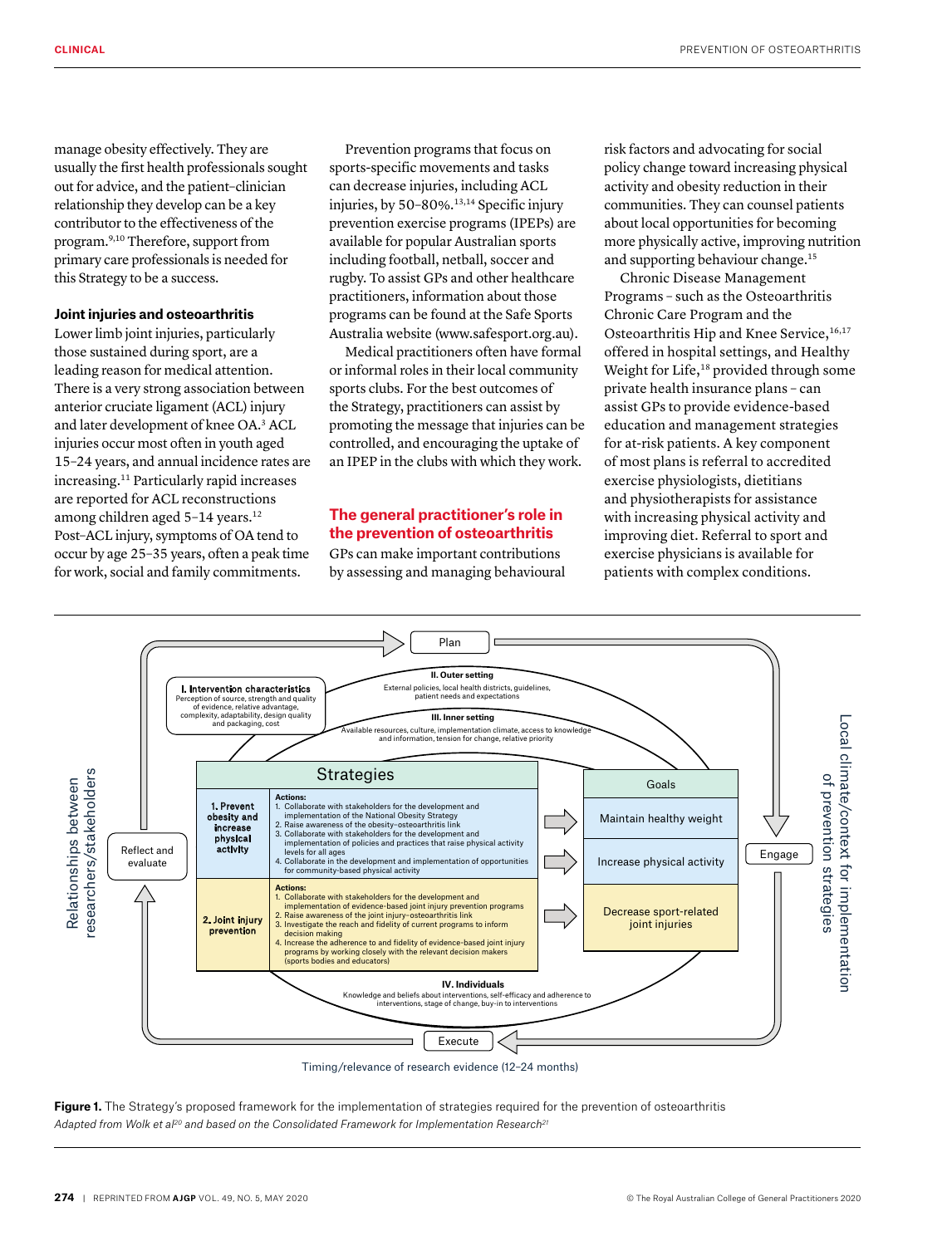manage obesity effectively. They are usually the first health professionals sought out for advice, and the patient–clinician relationship they develop can be a key contributor to the effectiveness of the program.[9,10] Therefore, support from primary care professionals is needed for this Strategy to be a success.

### Joint injuries and osteoarthritis

Lower limb joint injuries, particularly those sustained during sport, are a leading reason for medical attention. There is a very strong association between anterior cruciate ligament (ACL) injury and later development of knee OA.[3] ACL injuries occur most often in youth aged 15–24 years, and annual incidence rates are increasing.[11] Particularly rapid increases are reported for ACL reconstructions among children aged 5–14 years.[12] Post–ACL injury, symptoms of OA tend to occur by age 25–35 years, often a peak time for work, social and family commitments.

Prevention programs that focus on sports-specific movements and tasks can decrease injuries, including ACL injuries, by 50–80%.[13,14] Specific injury prevention exercise programs (IPEPs) are available for popular Australian sports including football, netball, soccer and rugby. To assist GPs and other healthcare practitioners, information about those programs can be found at the Safe Sports Australia website (www.safesport.org.au).

Medical practitioners often have formal or informal roles in their local community sports clubs. For the best outcomes of the Strategy, practitioners can assist by promoting the message that injuries can be controlled, and encouraging the uptake of an IPEP in the clubs with which they work.

## The general practitioner's role in the prevention of osteoarthritis

GPs can make important contributions by assessing and managing behavioural risk factors and advocating for social policy change toward increasing physical activity and obesity reduction in their communities. They can counsel patients about local opportunities for becoming more physically active, improving nutrition and supporting behaviour change.[15]

Chronic Disease Management Programs – such as the Osteoarthritis Chronic Care Program and the Osteoarthritis Hip and Knee Service,[16,17] offered in hospital settings, and Healthy Weight for Life,[18] provided through some private health insurance plans – can assist GPs to provide evidence-based education and management strategies for at-risk patients. A key component of most plans is referral to accredited exercise physiologists, dietitians and physiotherapists for assistance with increasing physical activity and improving diet. Referral to sport and exercise physicians is available for patients with complex conditions.

Plan → Engage → Execute → Reflect and evaluate

I. Intervention characteristics: Perception of source, strength and quality of evidence, relative advantage, complexity, adaptability, design quality and packaging, cost

II. Outer setting: External policies, local health districts, guidelines, patient needs and expectations

III. Inner setting: Available resources, culture, implementation climate, access to knowledge and information, tension for change, relative priority

| Strategies | | Goals |
|---|---|---|
| 1. Prevent obesity and increase physical activity | Actions:<br>1. Collaborate with stakeholders for the development and implementation of the National Obesity Strategy<br>2. Raise awareness of the obesity–osteoarthritis link<br>3. Collaborate with stakeholders for the development and implementation of policies and practices that raise physical activity levels for all ages<br>4. Collaborate in the development and implementation of opportunities for community-based physical activity | Maintain healthy weight<br>Increase physical activity |
| 2. Joint injury prevention | Actions:<br>1. Collaborate with stakeholders for the development and implementation of evidence-based joint injury prevention programs<br>2. Raise awareness of the joint injury–osteoarthritis link<br>3. Investigate the reach and fidelity of current programs to inform decision making<br>4. Increase the adherence to and fidelity of evidence-based joint injury programs by working closely with the relevant decision makers (sports bodies and educators) | Decrease sport-related joint injuries |

IV. Individuals: Knowledge and beliefs about interventions, self-efficacy and adherence to interventions, stage of change, buy-in to interventions

Relationships between researchers/stakeholders

Local climate/context for implementation of prevention strategies

Timing/relevance of research evidence (12–24 months)

**Figure 1.** The Strategy's proposed framework for the implementation of strategies required for the prevention of osteoarthritis
*Adapted from Wolk et al[20] and based on the Consolidated Framework for Implementation Research[21]*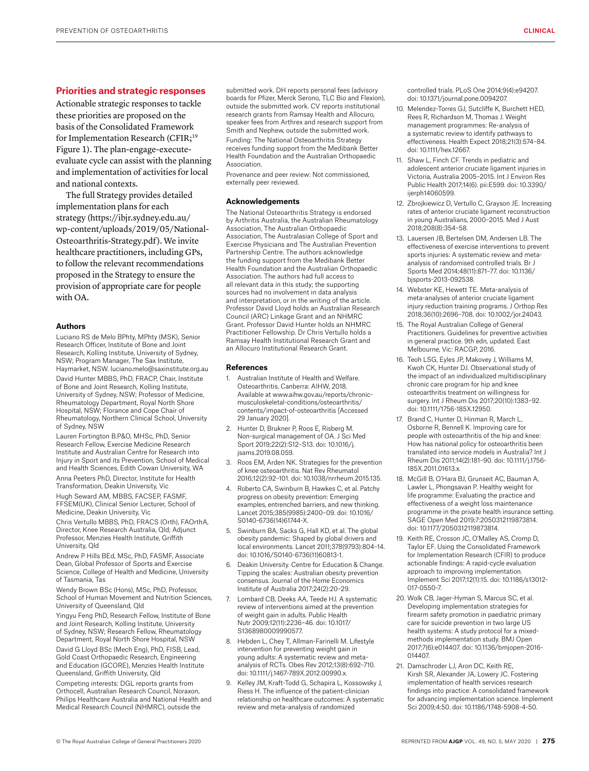## Priorities and strategic responses

Actionable strategic responses to tackle these priorities are proposed on the basis of the Consolidated Framework for Implementation Research (CFIR;[19] Figure 1). The plan-engage-execute-evaluate cycle can assist with the planning and implementation of activities for local and national contexts.

The full Strategy provides detailed implementation plans for each strategy (https://ibjr.sydney.edu.au/wp-content/uploads/2019/05/National-Osteoarthritis-Strategy.pdf). We invite healthcare practitioners, including GPs, to follow the relevant recommendations proposed in the Strategy to ensure the provision of appropriate care for people with OA.

### Authors

Luciano RS de Melo BPhty, MPhty (MSK), Senior Research Officer, Institute of Bone and Joint Research, Kolling Institute, University of Sydney, NSW; Program Manager, The Sax Institute, Haymarket, NSW. luciano.melo@saxinstitute.org.au

David Hunter MBBS, PhD, FRACP, Chair, Institute of Bone and Joint Research, Kolling Institute, University of Sydney, NSW; Professor of Medicine, Rheumatology Department, Royal North Shore Hospital, NSW; Florance and Cope Chair of Rheumatology, Northern Clinical School, University of Sydney, NSW

Lauren Fortington B.P&O, MHSc, PhD, Senior Research Fellow, Exercise Medicine Research Institute and Australian Centre for Research into Injury in Sport and its Prevention, School of Medical and Health Sciences, Edith Cowan University, WA

Anna Peeters PhD, Director, Institute for Health Transformation, Deakin University, Vic

Hugh Seward AM, MBBS, FACSEP, FASMF, FFSEM(UK), Clinical Senior Lecturer, School of Medicine, Deakin University, Vic

Chris Vertullo MBBS, PhD, FRACS (Orth), FAOrthA, Director, Knee Research Australia, Qld; Adjunct Professor, Menzies Health Institute, Griffith University, Qld

Andrew P Hills BEd, MSc, PhD, FASMF, Associate Dean, Global Professor of Sports and Exercise Science, College of Health and Medicine, University of Tasmania, Tas

Wendy Brown BSc (Hons), MSc, PhD, Professor, School of Human Movement and Nutrition Sciences, University of Queensland, Qld

Yingyu Feng PhD, Research Fellow, Institute of Bone and Joint Research, Kolling Institute, University of Sydney, NSW; Research Fellow, Rheumatology Department, Royal North Shore Hospital, NSW

David G Lloyd BSc (Mech Eng), PhD, FISB, Lead, Gold Coast Orthopaedic Research, Engineering and Education (GCORE), Menzies Health Institute Queensland, Griffith University, Qld

Competing interests: DGL reports grants from Orthocell, Australian Research Council, Noraxon, Philips Healthcare Australia and National Health and Medical Research Council (NHMRC), outside the submitted work. DH reports personal fees (advisory boards for Pfizer, Merck Serono, TLC Bio and Flexion), outside the submitted work. CV reports institutional research grants from Ramsay Health and Allocuro, speaker fees from Arthrex and research support from Smith and Nephew, outside the submitted work.

Funding: The National Osteoarthritis Strategy receives funding support from the Medibank Better Health Foundation and the Australian Orthopaedic Association.

Provenance and peer review: Not commissioned, externally peer reviewed.

### Acknowledgements

The National Osteoarthritis Strategy is endorsed by Arthritis Australia, the Australian Rheumatology Association, The Australian Orthopaedic Association, The Australasian College of Sport and Exercise Physicians and The Australian Prevention Partnership Centre. The authors acknowledge the funding support from the Medibank Better Health Foundation and the Australian Orthopaedic Association. The authors had full access to all relevant data in this study; the supporting sources had no involvement in data analysis and interpretation, or in the writing of the article. Professor David Lloyd holds an Australian Research Council (ARC) Linkage Grant and an NHMRC Grant. Professor David Hunter holds an NHMRC Practitioner Fellowship. Dr Chris Vertullo holds a Ramsay Health Institutional Research Grant and an Allocuro Institutional Research Grant.

### References

1. Australian Institute of Health and Welfare. Osteoarthritis. Canberra: AIHW, 2018. Available at www.aihw.gov.au/reports/chronic-musculoskeletal-conditions/osteoarthritis/contents/impact-of-osteoarthritis [Accessed 29 January 2020].
2. Hunter D, Brukner P, Roos E, Risberg M. Non-surgical management of OA. J Sci Med Sport 2019;22(2):S12–S13. doi: 10.1016/j.jsams.2019.08.059.
3. Roos EM, Arden NK. Strategies for the prevention of knee osteoarthritis. Nat Rev Rheumatol 2016;12(2):92–101. doi: 10.1038/nrrheum.2015.135.
4. Roberto CA, Swinburn B, Hawkes C, et al. Patchy progress on obesity prevention: Emerging examples, entrenched barriers, and new thinking. Lancet 2015;385(9985):2400–09. doi: 10.1016/S0140-6736(14)61744-X.
5. Swinburn BA, Sacks G, Hall KD, et al. The global obesity pandemic: Shaped by global drivers and local environments. Lancet 2011;378(9793):804–14. doi: 10.1016/S0140-6736(11)60813-1.
6. Deakin University. Centre for Education & Change. Tipping the scales: Australian obesity prevention consensus. Journal of the Home Economics Institute of Australia 2017;24(2):20–29.
7. Lombard CB, Deeks AA, Teede HJ. A systematic review of interventions aimed at the prevention of weight gain in adults. Public Health Nutr 2009;12(11):2236–46. doi: 10.1017/S1368980009990577.
8. Hebden L, Chey T, Allman-Farinelli M. Lifestyle intervention for preventing weight gain in young adults: A systematic review and meta-analysis of RCTs. Obes Rev 2012;13(8):692–710. doi: 10.1111/j.1467-789X.2012.00990.x.
9. Kelley JM, Kraft-Todd G, Schapira L, Kossowsky J, Riess H. The influence of the patient-clinician relationship on healthcare outcomes: A systematic review and meta-analysis of randomized controlled trials. PLoS One 2014;9(4):e94207. doi: 10.1371/journal.pone.0094207.
10. Melendez-Torres GJ, Sutcliffe K, Burchett HED, Rees R, Richardson M, Thomas J. Weight management programmes: Re-analysis of a systematic review to identify pathways to effectiveness. Health Expect 2018;21(3):574–84. doi: 10.1111/hex.12667.
11. Shaw L, Finch CF. Trends in pediatric and adolescent anterior cruciate ligament injuries in Victoria, Australia 2005–2015. Int J Environ Res Public Health 2017;14(6). pii:E599. doi: 10.3390/ijerph14060599.
12. Zbrojkiewicz D, Vertullo C, Grayson JE. Increasing rates of anterior cruciate ligament reconstruction in young Australians, 2000–2015. Med J Aust 2018;208(8):354–58.
13. Lauersen JB, Bertelsen DM, Andersen LB. The effectiveness of exercise interventions to prevent sports injuries: A systematic review and meta-analysis of randomised controlled trials. Br J Sports Med 2014;48(11):871–77. doi: 10.1136/bjsports-2013-092538.
14. Webster KE, Hewett TE. Meta-analysis of meta-analyses of anterior cruciate ligament injury reduction training programs. J Orthop Res 2018;36(10):2696–708. doi: 10.1002/jor.24043.
15. The Royal Australian College of General Practitioners. Guidelines for preventive activities in general practice. 9th edn, updated. East Melbourne, Vic: RACGP, 2016.
16. Teoh LSG, Eyles JP, Makovey J, Williams M, Kwoh CK, Hunter DJ. Observational study of the impact of an individualized multidisciplinary chronic care program for hip and knee osteoarthritis treatment on willingness for surgery. Int J Rheum Dis 2017;20(10):1383–92. doi: 10.1111/1756-185X.12950.
17. Brand C, Hunter D, Hinman R, March L, Osborne R, Bennell K. Improving care for people with osteoarthritis of the hip and knee: How has national policy for osteoarthritis been translated into service models in Australia? Int J Rheum Dis 2011;14(2):181–90. doi: 10.1111/j.1756-185X.2011.01613.x.
18. McGill B, O'Hara BJ, Grunseit AC, Bauman A, Lawler L, Phongsavan P. Healthy weight for life programme: Evaluating the practice and effectiveness of a weight loss maintenance programme in the private health insurance setting. SAGE Open Med 2019;7:2050312119873814. doi: 10.1177/2050312119873814.
19. Keith RE, Crosson JC, O'Malley AS, Cromp D, Taylor EF. Using the Consolidated Framework for Implementation Research (CFIR) to produce actionable findings: A rapid-cycle evaluation approach to improving implementation. Implement Sci 2017;12(1):15. doi: 10.1186/s13012-017-0550-7.
20. Wolk CB, Jager-Hyman S, Marcus SC, et al. Developing implementation strategies for firearm safety promotion in paediatric primary care for suicide prevention in two large US health systems: A study protocol for a mixed-methods implementation study. BMJ Open 2017;7(6):e014407. doi: 10.1136/bmjopen-2016-014407.
21. Damschroder LJ, Aron DC, Keith RE, Kirsh SR, Alexander JA, Lowery JC. Fostering implementation of health services research findings into practice: A consolidated framework for advancing implementation science. Implement Sci 2009;4:50. doi: 10.1186/1748-5908-4-50.